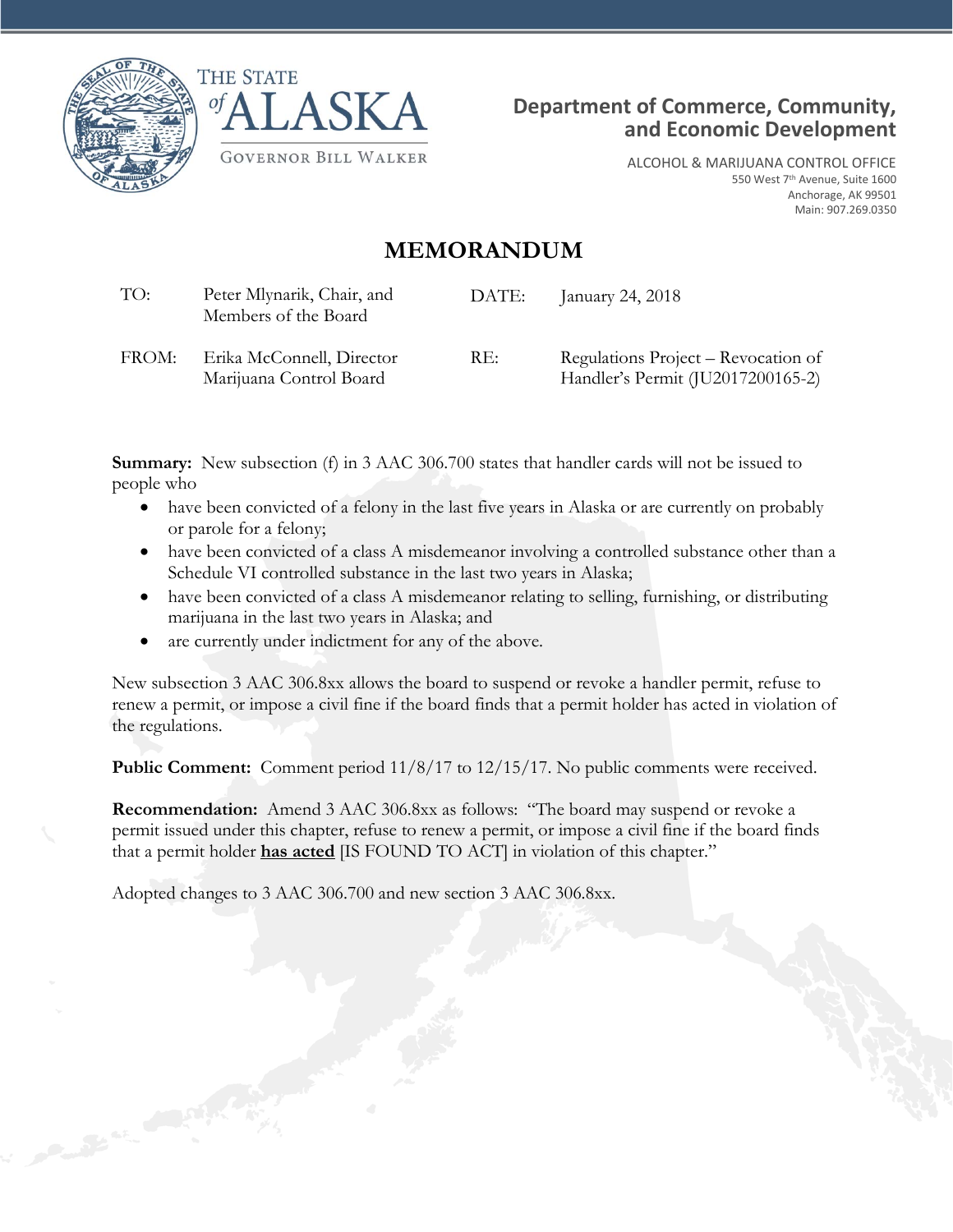THE STATE of ALASKA

GOVERNOR BILL WALKER

**Department of Commerce, Community, and Economic Development**

ALCOHOL & MARIJUANA CONTROL OFFICE
550 West 7th Avenue, Suite 1600
Anchorage, AK 99501
Main: 907.269.0350

# MEMORANDUM

| | | | |
|---|---|---|---|
| TO: | Peter Mlynarik, Chair, and Members of the Board | DATE: | January 24, 2018 |
| FROM: | Erika McConnell, Director Marijuana Control Board | RE: | Regulations Project – Revocation of Handler's Permit (JU2017200165-2) |

**Summary:** New subsection (f) in 3 AAC 306.700 states that handler cards will not be issued to people who

- have been convicted of a felony in the last five years in Alaska or are currently on probably or parole for a felony;
- have been convicted of a class A misdemeanor involving a controlled substance other than a Schedule VI controlled substance in the last two years in Alaska;
- have been convicted of a class A misdemeanor relating to selling, furnishing, or distributing marijuana in the last two years in Alaska; and
- are currently under indictment for any of the above.

New subsection 3 AAC 306.8xx allows the board to suspend or revoke a handler permit, refuse to renew a permit, or impose a civil fine if the board finds that a permit holder has acted in violation of the regulations.

**Public Comment:** Comment period 11/8/17 to 12/15/17. No public comments were received.

**Recommendation:** Amend 3 AAC 306.8xx as follows: "The board may suspend or revoke a permit issued under this chapter, refuse to renew a permit, or impose a civil fine if the board finds that a permit holder **<u>has acted</u>** [IS FOUND TO ACT] in violation of this chapter."

Adopted changes to 3 AAC 306.700 and new section 3 AAC 306.8xx.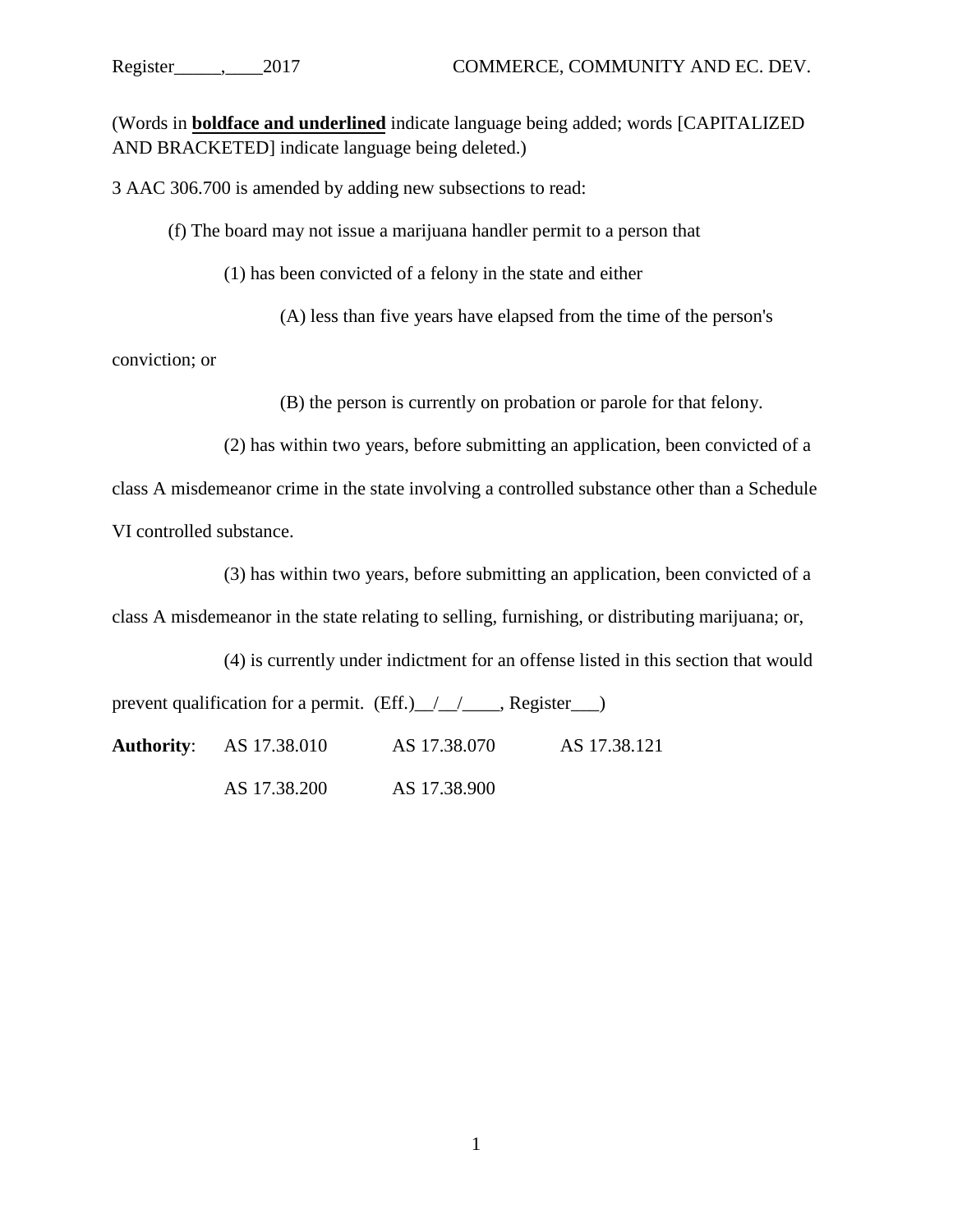(Words in **<u>boldface and underlined</u>** indicate language being added; words [CAPITALIZED AND BRACKETED] indicate language being deleted.)

3 AAC 306.700 is amended by adding new subsections to read:

(f) The board may not issue a marijuana handler permit to a person that

(1) has been convicted of a felony in the state and either

(A) less than five years have elapsed from the time of the person's conviction; or

(B) the person is currently on probation or parole for that felony.

(2) has within two years, before submitting an application, been convicted of a class A misdemeanor crime in the state involving a controlled substance other than a Schedule VI controlled substance.

(3) has within two years, before submitting an application, been convicted of a class A misdemeanor in the state relating to selling, furnishing, or distributing marijuana; or,

(4) is currently under indictment for an offense listed in this section that would prevent qualification for a permit. (Eff.)__/__/____, Register___)

**Authority**: AS 17.38.010 AS 17.38.070 AS 17.38.121
AS 17.38.200 AS 17.38.900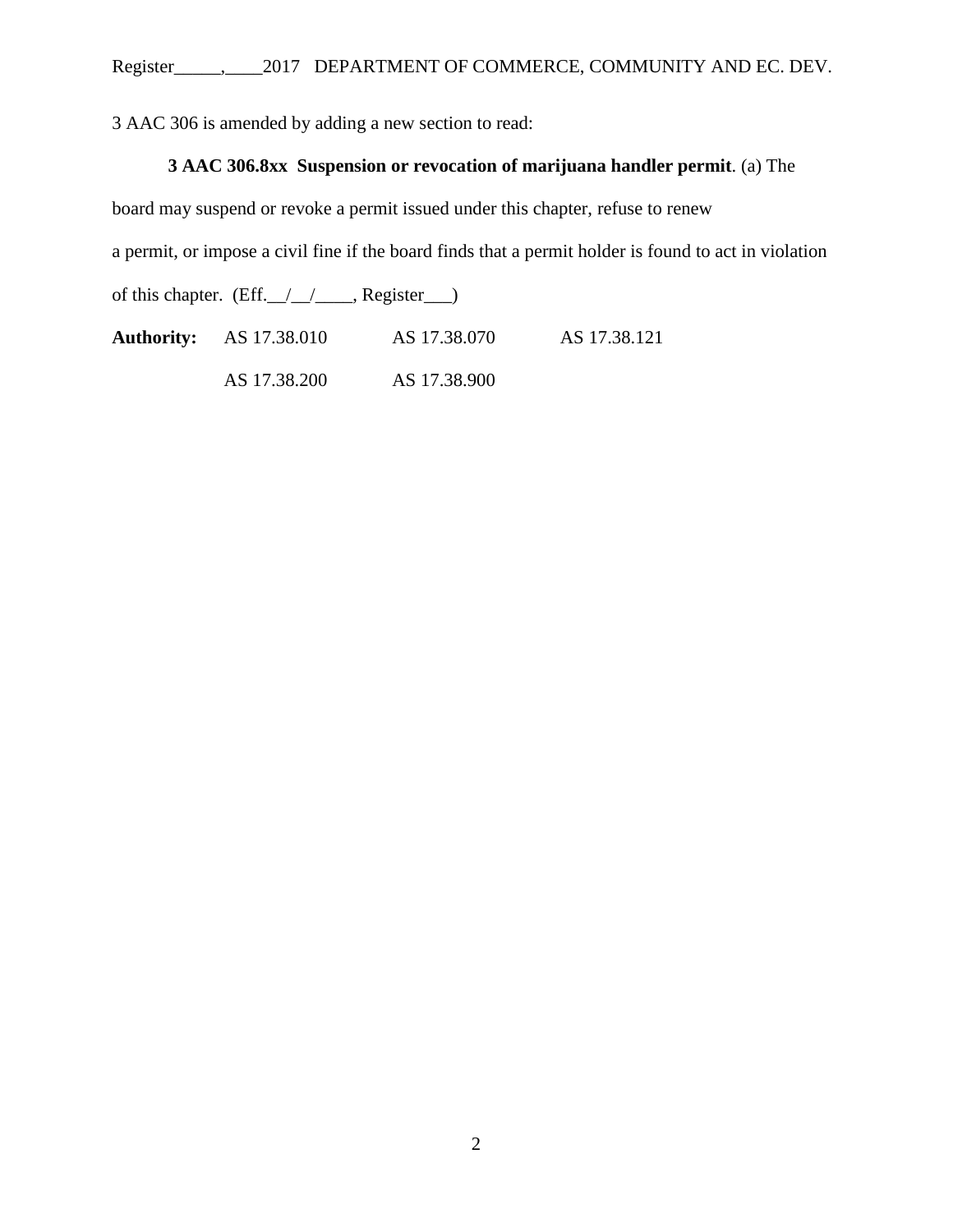3 AAC 306 is amended by adding a new section to read:

**3 AAC 306.8xx Suspension or revocation of marijuana handler permit**. (a) The board may suspend or revoke a permit issued under this chapter, refuse to renew a permit, or impose a civil fine if the board finds that a permit holder is found to act in violation of this chapter. (Eff.__/__/____, Register___)

**Authority:** AS 17.38.010 AS 17.38.070 AS 17.38.121

AS 17.38.200 AS 17.38.900